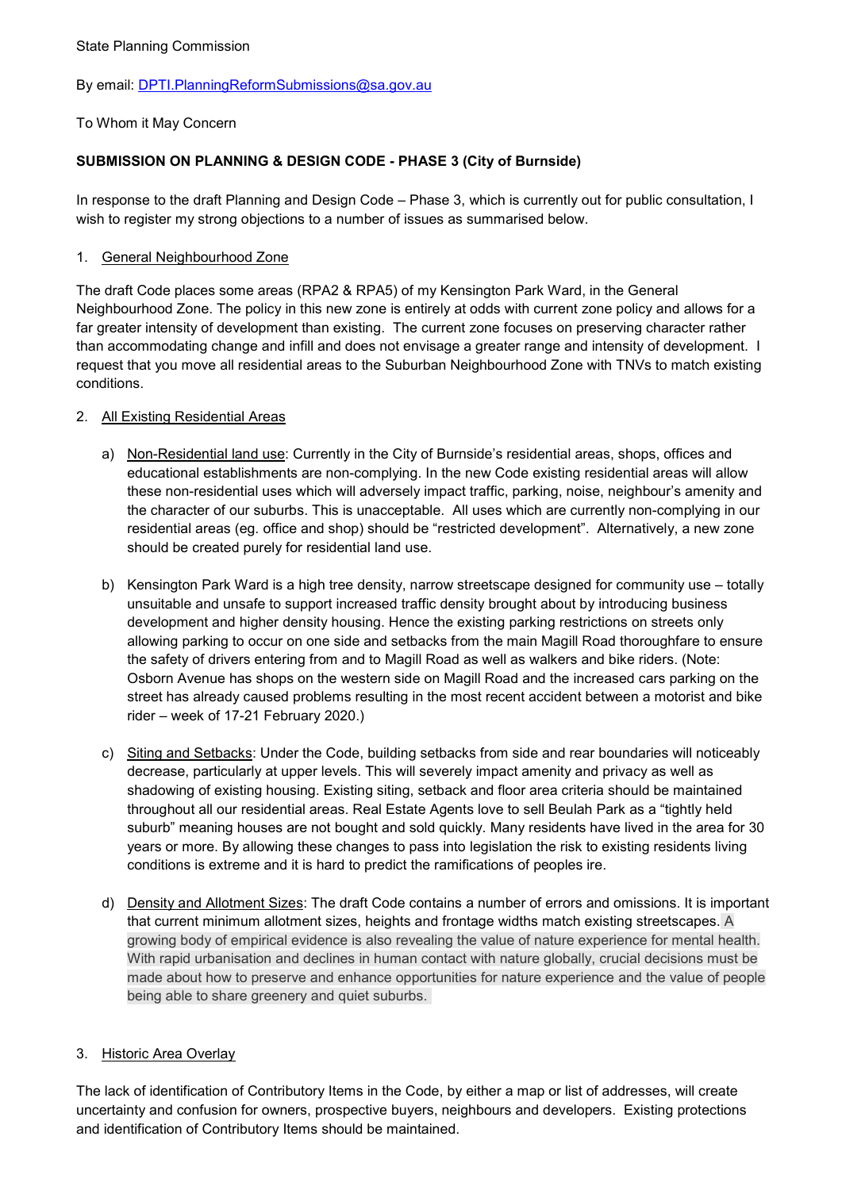State Planning Commission

By email: DPTI.PlanningReformSubmissions@sa.gov.au

To Whom it May Concern

**SUBMISSION ON PLANNING & DESIGN CODE - PHASE 3 (City of Burnside)**

In response to the draft Planning and Design Code – Phase 3, which is currently out for public consultation, I wish to register my strong objections to a number of issues as summarised below.

1. General Neighbourhood Zone

The draft Code places some areas (RPA2 & RPA5) of my Kensington Park Ward, in the General Neighbourhood Zone. The policy in this new zone is entirely at odds with current zone policy and allows for a far greater intensity of development than existing. The current zone focuses on preserving character rather than accommodating change and infill and does not envisage a greater range and intensity of development. I request that you move all residential areas to the Suburban Neighbourhood Zone with TNVs to match existing conditions.

2. All Existing Residential Areas

   a) Non-Residential land use: Currently in the City of Burnside's residential areas, shops, offices and educational establishments are non-complying. In the new Code existing residential areas will allow these non-residential uses which will adversely impact traffic, parking, noise, neighbour's amenity and the character of our suburbs. This is unacceptable. All uses which are currently non-complying in our residential areas (eg. office and shop) should be "restricted development". Alternatively, a new zone should be created purely for residential land use.

   b) Kensington Park Ward is a high tree density, narrow streetscape designed for community use – totally unsuitable and unsafe to support increased traffic density brought about by introducing business development and higher density housing. Hence the existing parking restrictions on streets only allowing parking to occur on one side and setbacks from the main Magill Road thoroughfare to ensure the safety of drivers entering from and to Magill Road as well as walkers and bike riders. (Note: Osborn Avenue has shops on the western side on Magill Road and the increased cars parking on the street has already caused problems resulting in the most recent accident between a motorist and bike rider – week of 17-21 February 2020.)

   c) Siting and Setbacks: Under the Code, building setbacks from side and rear boundaries will noticeably decrease, particularly at upper levels. This will severely impact amenity and privacy as well as shadowing of existing housing. Existing siting, setback and floor area criteria should be maintained throughout all our residential areas. Real Estate Agents love to sell Beulah Park as a "tightly held suburb" meaning houses are not bought and sold quickly. Many residents have lived in the area for 30 years or more. By allowing these changes to pass into legislation the risk to existing residents living conditions is extreme and it is hard to predict the ramifications of peoples ire.

   d) Density and Allotment Sizes: The draft Code contains a number of errors and omissions. It is important that current minimum allotment sizes, heights and frontage widths match existing streetscapes. A growing body of empirical evidence is also revealing the value of nature experience for mental health. With rapid urbanisation and declines in human contact with nature globally, crucial decisions must be made about how to preserve and enhance opportunities for nature experience and the value of people being able to share greenery and quiet suburbs.

3. Historic Area Overlay

The lack of identification of Contributory Items in the Code, by either a map or list of addresses, will create uncertainty and confusion for owners, prospective buyers, neighbours and developers. Existing protections and identification of Contributory Items should be maintained.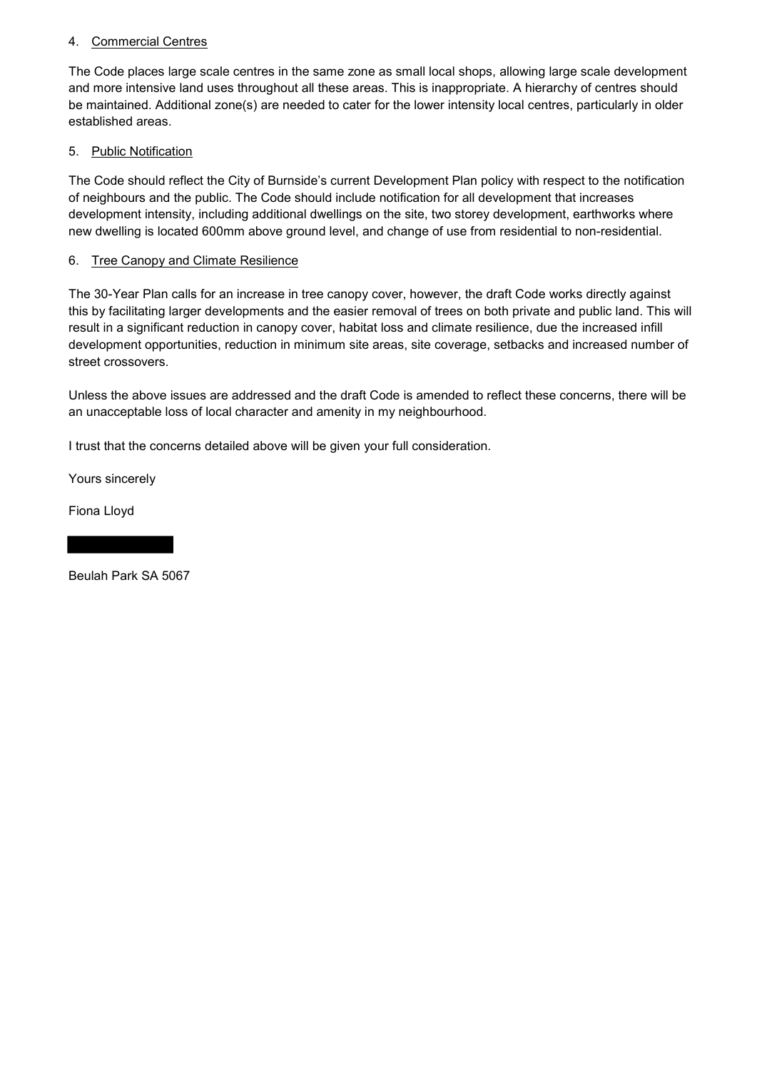4. Commercial Centres

The Code places large scale centres in the same zone as small local shops, allowing large scale development and more intensive land uses throughout all these areas. This is inappropriate. A hierarchy of centres should be maintained. Additional zone(s) are needed to cater for the lower intensity local centres, particularly in older established areas.

5. Public Notification

The Code should reflect the City of Burnside's current Development Plan policy with respect to the notification of neighbours and the public. The Code should include notification for all development that increases development intensity, including additional dwellings on the site, two storey development, earthworks where new dwelling is located 600mm above ground level, and change of use from residential to non-residential.

6. Tree Canopy and Climate Resilience

The 30-Year Plan calls for an increase in tree canopy cover, however, the draft Code works directly against this by facilitating larger developments and the easier removal of trees on both private and public land. This will result in a significant reduction in canopy cover, habitat loss and climate resilience, due the increased infill development opportunities, reduction in minimum site areas, site coverage, setbacks and increased number of street crossovers.

Unless the above issues are addressed and the draft Code is amended to reflect these concerns, there will be an unacceptable loss of local character and amenity in my neighbourhood.

I trust that the concerns detailed above will be given your full consideration.

Yours sincerely

Fiona Lloyd

Beulah Park SA 5067